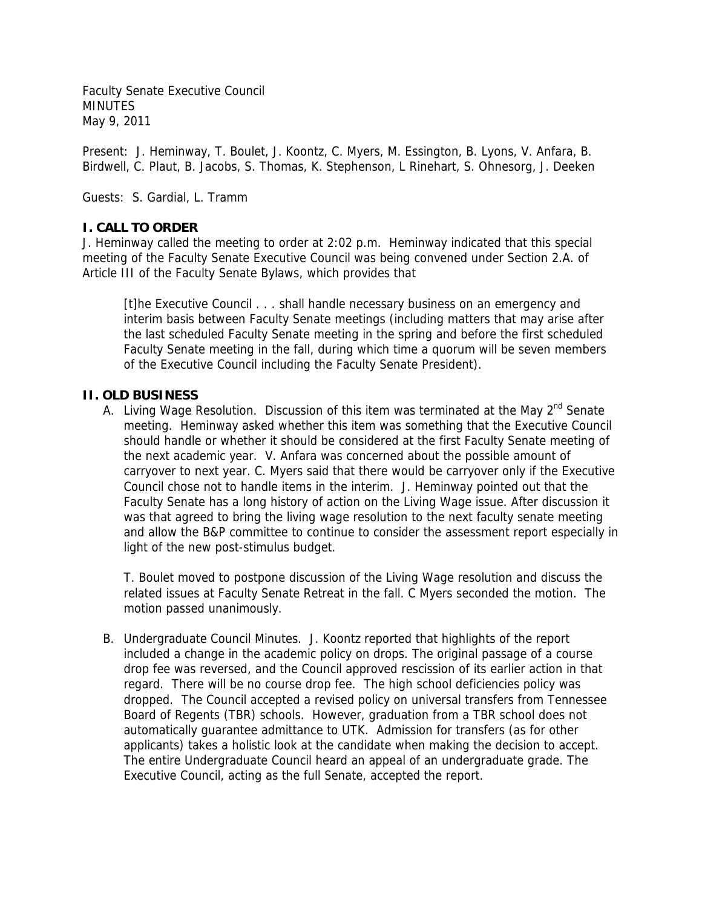Faculty Senate Executive Council
MINUTES
May 9, 2011

Present: J. Heminway, T. Boulet, J. Koontz, C. Myers, M. Essington, B. Lyons, V. Anfara, B. Birdwell, C. Plaut, B. Jacobs, S. Thomas, K. Stephenson, L Rinehart, S. Ohnesorg, J. Deeken

Guests: S. Gardial, L. Tramm

## I. CALL TO ORDER

J. Heminway called the meeting to order at 2:02 p.m. Heminway indicated that this special meeting of the Faculty Senate Executive Council was being convened under Section 2.A. of Article III of the Faculty Senate Bylaws, which provides that

> [t]he Executive Council . . . shall handle necessary business on an emergency and interim basis between Faculty Senate meetings (including matters that may arise after the last scheduled Faculty Senate meeting in the spring and before the first scheduled Faculty Senate meeting in the fall, during which time a quorum will be seven members of the Executive Council including the Faculty Senate President).

## II. OLD BUSINESS

A. Living Wage Resolution. Discussion of this item was terminated at the May 2nd Senate meeting. Heminway asked whether this item was something that the Executive Council should handle or whether it should be considered at the first Faculty Senate meeting of the next academic year. V. Anfara was concerned about the possible amount of carryover to next year. C. Myers said that there would be carryover only if the Executive Council chose not to handle items in the interim. J. Heminway pointed out that the Faculty Senate has a long history of action on the Living Wage issue. After discussion it was that agreed to bring the living wage resolution to the next faculty senate meeting and allow the B&P committee to continue to consider the assessment report especially in light of the new post-stimulus budget.

   T. Boulet moved to postpone discussion of the Living Wage resolution and discuss the related issues at Faculty Senate Retreat in the fall. C Myers seconded the motion. The motion passed unanimously.

B. Undergraduate Council Minutes. J. Koontz reported that highlights of the report included a change in the academic policy on drops. The original passage of a course drop fee was reversed, and the Council approved rescission of its earlier action in that regard. There will be no course drop fee. The high school deficiencies policy was dropped. The Council accepted a revised policy on universal transfers from Tennessee Board of Regents (TBR) schools. However, graduation from a TBR school does not automatically guarantee admittance to UTK. Admission for transfers (as for other applicants) takes a holistic look at the candidate when making the decision to accept. The entire Undergraduate Council heard an appeal of an undergraduate grade. The Executive Council, acting as the full Senate, accepted the report.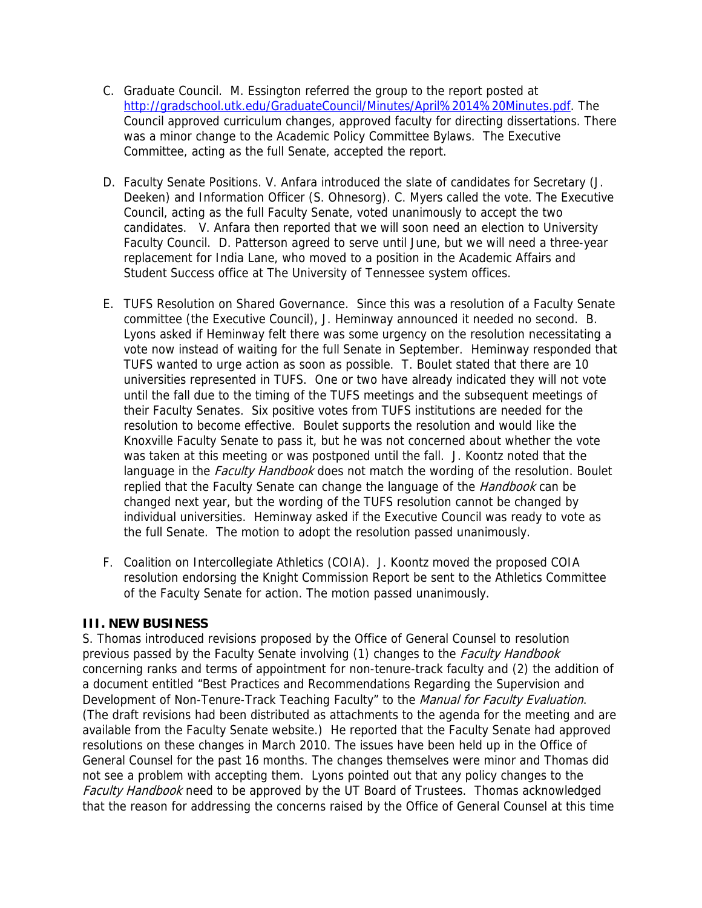C. Graduate Council. M. Essington referred the group to the report posted at [http://gradschool.utk.edu/GraduateCouncil/Minutes/April%2014%20Minutes.pdf](http://gradschool.utk.edu/GraduateCouncil/Minutes/April%2014%20Minutes.pdf). The Council approved curriculum changes, approved faculty for directing dissertations. There was a minor change to the Academic Policy Committee Bylaws. The Executive Committee, acting as the full Senate, accepted the report.

D. Faculty Senate Positions. V. Anfara introduced the slate of candidates for Secretary (J. Deeken) and Information Officer (S. Ohnesorg). C. Myers called the vote. The Executive Council, acting as the full Faculty Senate, voted unanimously to accept the two candidates. V. Anfara then reported that we will soon need an election to University Faculty Council. D. Patterson agreed to serve until June, but we will need a three-year replacement for India Lane, who moved to a position in the Academic Affairs and Student Success office at The University of Tennessee system offices.

E. TUFS Resolution on Shared Governance. Since this was a resolution of a Faculty Senate committee (the Executive Council), J. Heminway announced it needed no second. B. Lyons asked if Heminway felt there was some urgency on the resolution necessitating a vote now instead of waiting for the full Senate in September. Heminway responded that TUFS wanted to urge action as soon as possible. T. Boulet stated that there are 10 universities represented in TUFS. One or two have already indicated they will not vote until the fall due to the timing of the TUFS meetings and the subsequent meetings of their Faculty Senates. Six positive votes from TUFS institutions are needed for the resolution to become effective. Boulet supports the resolution and would like the Knoxville Faculty Senate to pass it, but he was not concerned about whether the vote was taken at this meeting or was postponed until the fall. J. Koontz noted that the language in the *Faculty Handbook* does not match the wording of the resolution. Boulet replied that the Faculty Senate can change the language of the *Handbook* can be changed next year, but the wording of the TUFS resolution cannot be changed by individual universities. Heminway asked if the Executive Council was ready to vote as the full Senate. The motion to adopt the resolution passed unanimously.

F. Coalition on Intercollegiate Athletics (COIA). J. Koontz moved the proposed COIA resolution endorsing the Knight Commission Report be sent to the Athletics Committee of the Faculty Senate for action. The motion passed unanimously.

**III. NEW BUSINESS**

S. Thomas introduced revisions proposed by the Office of General Counsel to resolution previous passed by the Faculty Senate involving (1) changes to the *Faculty Handbook* concerning ranks and terms of appointment for non-tenure-track faculty and (2) the addition of a document entitled "Best Practices and Recommendations Regarding the Supervision and Development of Non-Tenure-Track Teaching Faculty" to the *Manual for Faculty Evaluation*. (The draft revisions had been distributed as attachments to the agenda for the meeting and are available from the Faculty Senate website.) He reported that the Faculty Senate had approved resolutions on these changes in March 2010. The issues have been held up in the Office of General Counsel for the past 16 months. The changes themselves were minor and Thomas did not see a problem with accepting them. Lyons pointed out that any policy changes to the *Faculty Handbook* need to be approved by the UT Board of Trustees. Thomas acknowledged that the reason for addressing the concerns raised by the Office of General Counsel at this time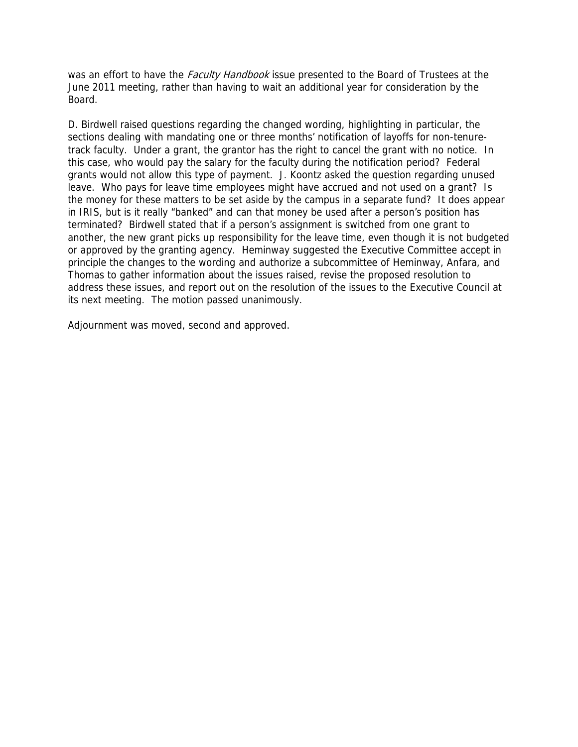was an effort to have the *Faculty Handbook* issue presented to the Board of Trustees at the June 2011 meeting, rather than having to wait an additional year for consideration by the Board.

D. Birdwell raised questions regarding the changed wording, highlighting in particular, the sections dealing with mandating one or three months' notification of layoffs for non-tenure-track faculty. Under a grant, the grantor has the right to cancel the grant with no notice. In this case, who would pay the salary for the faculty during the notification period? Federal grants would not allow this type of payment. J. Koontz asked the question regarding unused leave. Who pays for leave time employees might have accrued and not used on a grant? Is the money for these matters to be set aside by the campus in a separate fund? It does appear in IRIS, but is it really "banked" and can that money be used after a person's position has terminated? Birdwell stated that if a person's assignment is switched from one grant to another, the new grant picks up responsibility for the leave time, even though it is not budgeted or approved by the granting agency. Heminway suggested the Executive Committee accept in principle the changes to the wording and authorize a subcommittee of Heminway, Anfara, and Thomas to gather information about the issues raised, revise the proposed resolution to address these issues, and report out on the resolution of the issues to the Executive Council at its next meeting. The motion passed unanimously.

Adjournment was moved, second and approved.